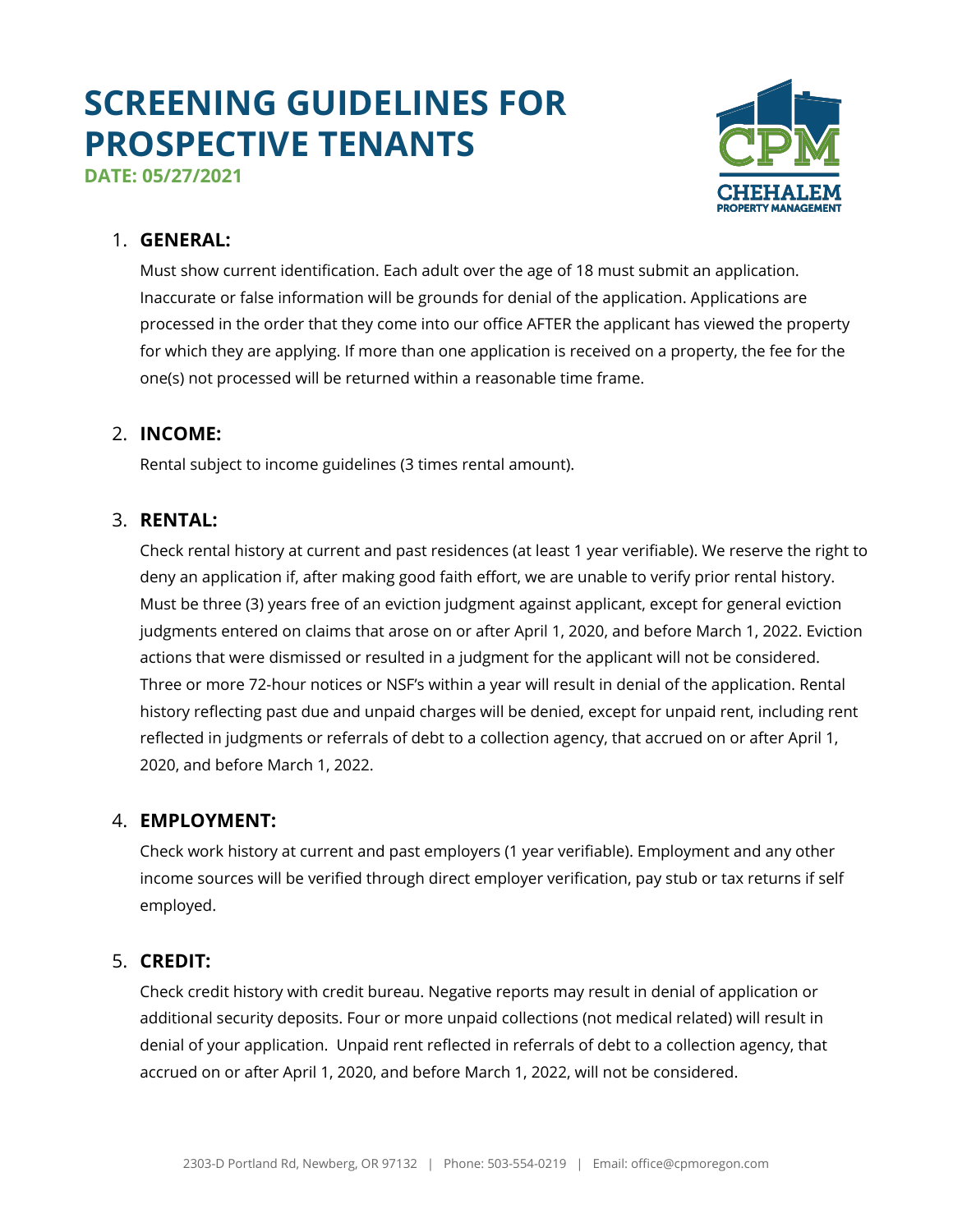# SCREENING GUIDELINES FOR PROSPECTIVE TENANTS

**DATE: 05/27/2021**

1. **GENERAL:**

   Must show current identification. Each adult over the age of 18 must submit an application. Inaccurate or false information will be grounds for denial of the application. Applications are processed in the order that they come into our office AFTER the applicant has viewed the property for which they are applying. If more than one application is received on a property, the fee for the one(s) not processed will be returned within a reasonable time frame.

2. **INCOME:**

   Rental subject to income guidelines (3 times rental amount).

3. **RENTAL:**

   Check rental history at current and past residences (at least 1 year verifiable). We reserve the right to deny an application if, after making good faith effort, we are unable to verify prior rental history. Must be three (3) years free of an eviction judgment against applicant, except for general eviction judgments entered on claims that arose on or after April 1, 2020, and before March 1, 2022. Eviction actions that were dismissed or resulted in a judgment for the applicant will not be considered. Three or more 72-hour notices or NSF's within a year will result in denial of the application. Rental history reflecting past due and unpaid charges will be denied, except for unpaid rent, including rent reflected in judgments or referrals of debt to a collection agency, that accrued on or after April 1, 2020, and before March 1, 2022.

4. **EMPLOYMENT:**

   Check work history at current and past employers (1 year verifiable). Employment and any other income sources will be verified through direct employer verification, pay stub or tax returns if self employed.

5. **CREDIT:**

   Check credit history with credit bureau. Negative reports may result in denial of application or additional security deposits. Four or more unpaid collections (not medical related) will result in denial of your application. Unpaid rent reflected in referrals of debt to a collection agency, that accrued on or after April 1, 2020, and before March 1, 2022, will not be considered.

2303-D Portland Rd, Newberg, OR 97132 | Phone: 503-554-0219 | Email: office@cpmoregon.com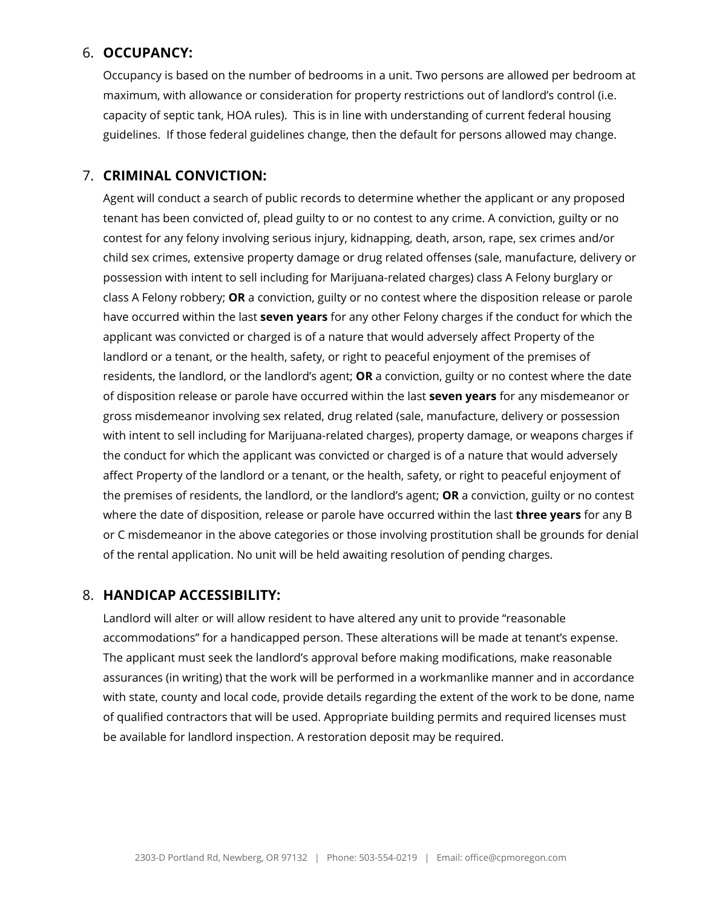6. **OCCUPANCY:**

   Occupancy is based on the number of bedrooms in a unit. Two persons are allowed per bedroom at maximum, with allowance or consideration for property restrictions out of landlord's control (i.e. capacity of septic tank, HOA rules). This is in line with understanding of current federal housing guidelines. If those federal guidelines change, then the default for persons allowed may change.

7. **CRIMINAL CONVICTION:**

   Agent will conduct a search of public records to determine whether the applicant or any proposed tenant has been convicted of, plead guilty to or no contest to any crime. A conviction, guilty or no contest for any felony involving serious injury, kidnapping, death, arson, rape, sex crimes and/or child sex crimes, extensive property damage or drug related offenses (sale, manufacture, delivery or possession with intent to sell including for Marijuana-related charges) class A Felony burglary or class A Felony robbery; **OR** a conviction, guilty or no contest where the disposition release or parole have occurred within the last **seven years** for any other Felony charges if the conduct for which the applicant was convicted or charged is of a nature that would adversely affect Property of the landlord or a tenant, or the health, safety, or right to peaceful enjoyment of the premises of residents, the landlord, or the landlord's agent; **OR** a conviction, guilty or no contest where the date of disposition release or parole have occurred within the last **seven years** for any misdemeanor or gross misdemeanor involving sex related, drug related (sale, manufacture, delivery or possession with intent to sell including for Marijuana-related charges), property damage, or weapons charges if the conduct for which the applicant was convicted or charged is of a nature that would adversely affect Property of the landlord or a tenant, or the health, safety, or right to peaceful enjoyment of the premises of residents, the landlord, or the landlord's agent; **OR** a conviction, guilty or no contest where the date of disposition, release or parole have occurred within the last **three years** for any B or C misdemeanor in the above categories or those involving prostitution shall be grounds for denial of the rental application. No unit will be held awaiting resolution of pending charges.

8. **HANDICAP ACCESSIBILITY:**

   Landlord will alter or will allow resident to have altered any unit to provide "reasonable accommodations" for a handicapped person. These alterations will be made at tenant's expense. The applicant must seek the landlord's approval before making modifications, make reasonable assurances (in writing) that the work will be performed in a workmanlike manner and in accordance with state, county and local code, provide details regarding the extent of the work to be done, name of qualified contractors that will be used. Appropriate building permits and required licenses must be available for landlord inspection. A restoration deposit may be required.